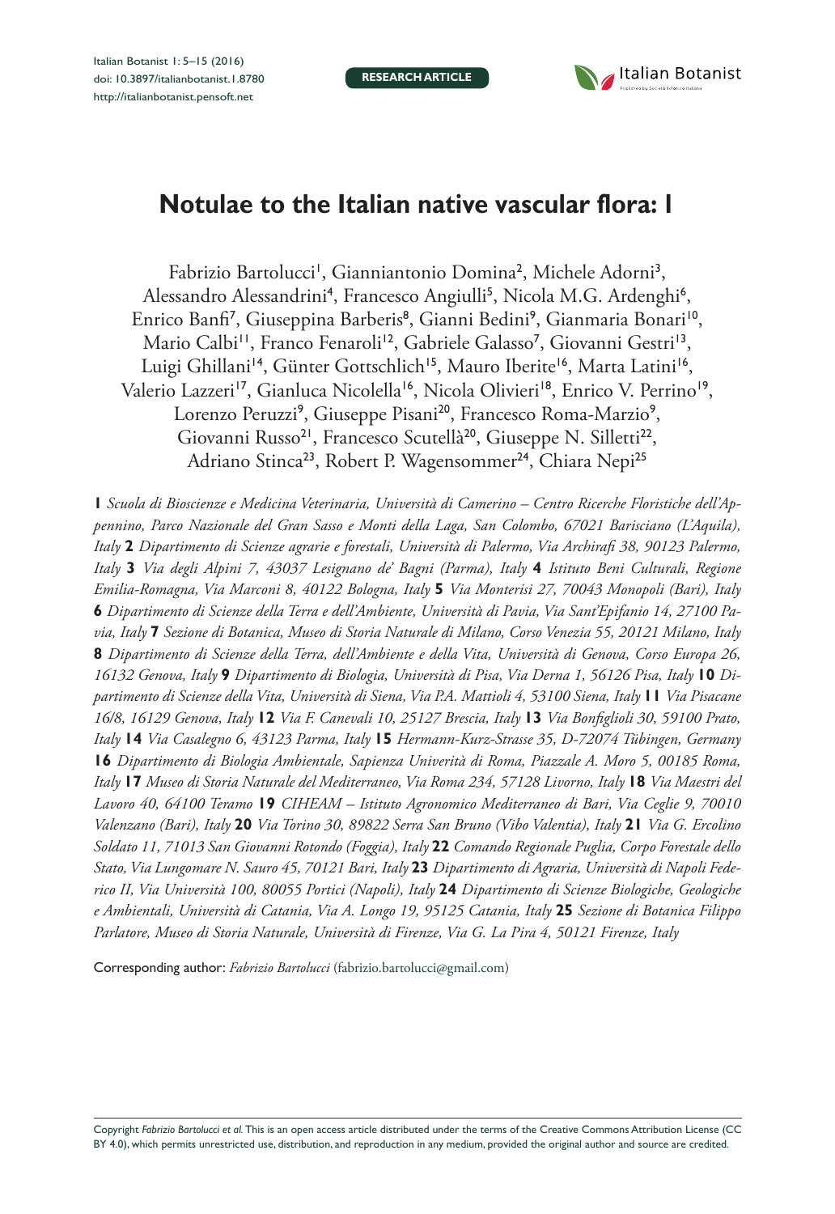RESEARCH ARTICLE

# Notulae to the Italian native vascular flora: 1

Fabrizio Bartolucci[1], Gianniantonio Domina[2], Michele Adorni[3], Alessandro Alessandrini[4], Francesco Angiulli[5], Nicola M.G. Ardenghi[6], Enrico Banfi[7], Giuseppina Barberis[8], Gianni Bedini[9], Gianmaria Bonari[10], Mario Calbi[11], Franco Fenaroli[12], Gabriele Galasso[7], Giovanni Gestri[13], Luigi Ghillani[14], Günter Gottschlich[15], Mauro Iberite[16], Marta Latini[16], Valerio Lazzeri[17], Gianluca Nicolella[16], Nicola Olivieri[18], Enrico V. Perrino[19], Lorenzo Peruzzi[9], Giuseppe Pisani[20], Francesco Roma-Marzio[9], Giovanni Russo[21], Francesco Scutellà[20], Giuseppe N. Silletti[22], Adriano Stinca[23], Robert P. Wagensommer[24], Chiara Nepi[25]

**1** *Scuola di Bioscienze e Medicina Veterinaria, Università di Camerino – Centro Ricerche Floristiche dell'Appennino, Parco Nazionale del Gran Sasso e Monti della Laga, San Colombo, 67021 Barisciano (L'Aquila), Italy* **2** *Dipartimento di Scienze agrarie e forestali, Università di Palermo, Via Archirafi 38, 90123 Palermo, Italy* **3** *Via degli Alpini 7, 43037 Lesignano de' Bagni (Parma), Italy* **4** *Istituto Beni Culturali, Regione Emilia-Romagna, Via Marconi 8, 40122 Bologna, Italy* **5** *Via Monterisi 27, 70043 Monopoli (Bari), Italy* **6** *Dipartimento di Scienze della Terra e dell'Ambiente, Università di Pavia, Via Sant'Epifanio 14, 27100 Pavia, Italy* **7** *Sezione di Botanica, Museo di Storia Naturale di Milano, Corso Venezia 55, 20121 Milano, Italy* **8** *Dipartimento di Scienze della Terra, dell'Ambiente e della Vita, Università di Genova, Corso Europa 26, 16132 Genova, Italy* **9** *Dipartimento di Biologia, Università di Pisa, Via Derna 1, 56126 Pisa, Italy* **10** *Dipartimento di Scienze della Vita, Università di Siena, Via P.A. Mattioli 4, 53100 Siena, Italy* **11** *Via Pisacane 16/8, 16129 Genova, Italy* **12** *Via F. Canevali 10, 25127 Brescia, Italy* **13** *Via Bonfiglioli 30, 59100 Prato, Italy* **14** *Via Casalegno 6, 43123 Parma, Italy* **15** *Hermann-Kurz-Strasse 35, D-72074 Tübingen, Germany* **16** *Dipartimento di Biologia Ambientale, Sapienza Univerità di Roma, Piazzale A. Moro 5, 00185 Roma, Italy* **17** *Museo di Storia Naturale del Mediterraneo, Via Roma 234, 57128 Livorno, Italy* **18** *Via Maestri del Lavoro 40, 64100 Teramo* **19** *CIHEAM – Istituto Agronomico Mediterraneo di Bari, Via Ceglie 9, 70010 Valenzano (Bari), Italy* **20** *Via Torino 30, 89822 Serra San Bruno (Vibo Valentia), Italy* **21** *Via G. Ercolino Soldato 11, 71013 San Giovanni Rotondo (Foggia), Italy* **22** *Comando Regionale Puglia, Corpo Forestale dello Stato, Via Lungomare N. Sauro 45, 70121 Bari, Italy* **23** *Dipartimento di Agraria, Università di Napoli Federico II, Via Università 100, 80055 Portici (Napoli), Italy* **24** *Dipartimento di Scienze Biologiche, Geologiche e Ambientali, Università di Catania, Via A. Longo 19, 95125 Catania, Italy* **25** *Sezione di Botanica Filippo Parlatore, Museo di Storia Naturale, Università di Firenze, Via G. La Pira 4, 50121 Firenze, Italy*

Corresponding author: *Fabrizio Bartolucci* (fabrizio.bartolucci@gmail.com)

Copyright *Fabrizio Bartolucci et al.* This is an open access article distributed under the terms of the Creative Commons Attribution License (CC BY 4.0), which permits unrestricted use, distribution, and reproduction in any medium, provided the original author and source are credited.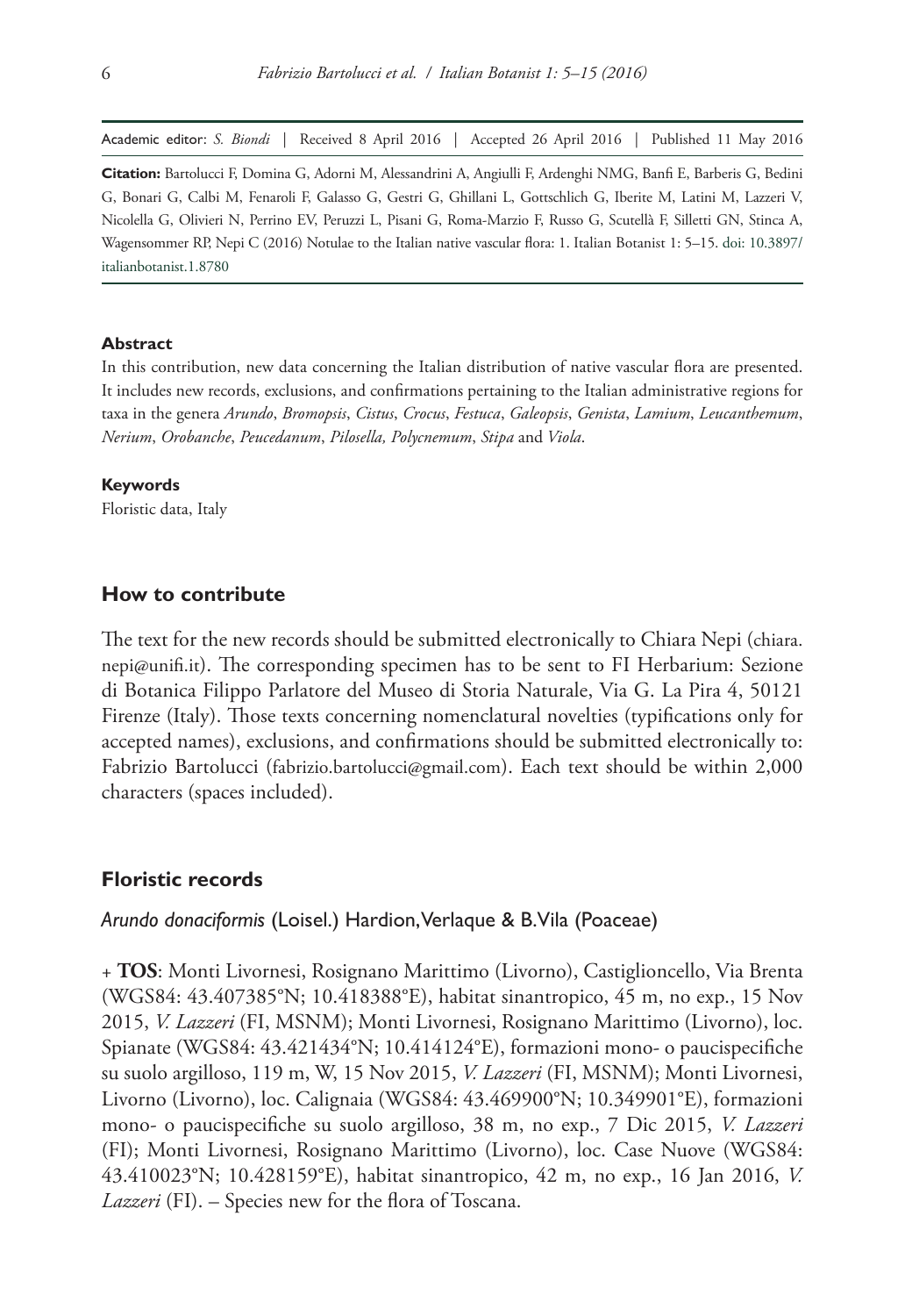Academic editor: *S. Biondi* | Received 8 April 2016 | Accepted 26 April 2016 | Published 11 May 2016

**Citation:** Bartolucci F, Domina G, Adorni M, Alessandrini A, Angiulli F, Ardenghi NMG, Banfi E, Barberis G, Bedini G, Bonari G, Calbi M, Fenaroli F, Galasso G, Gestri G, Ghillani L, Gottschlich G, Iberite M, Latini M, Lazzeri V, Nicolella G, Olivieri N, Perrino EV, Peruzzi L, Pisani G, Roma-Marzio F, Russo G, Scutellà F, Silletti GN, Stinca A, Wagensommer RP, Nepi C (2016) Notulae to the Italian native vascular flora: 1. Italian Botanist 1: 5–15. doi: 10.3897/italianbotanist.1.8780

#### Abstract

In this contribution, new data concerning the Italian distribution of native vascular flora are presented. It includes new records, exclusions, and confirmations pertaining to the Italian administrative regions for taxa in the genera *Arundo*, *Bromopsis*, *Cistus*, *Crocus*, *Festuca*, *Galeopsis*, *Genista*, *Lamium*, *Leucanthemum*, *Nerium*, *Orobanche*, *Peucedanum*, *Pilosella, Polycnemum*, *Stipa* and *Viola*.

#### Keywords

Floristic data, Italy

## How to contribute

The text for the new records should be submitted electronically to Chiara Nepi (chiara.nepi@unifi.it). The corresponding specimen has to be sent to FI Herbarium: Sezione di Botanica Filippo Parlatore del Museo di Storia Naturale, Via G. La Pira 4, 50121 Firenze (Italy). Those texts concerning nomenclatural novelties (typifications only for accepted names), exclusions, and confirmations should be submitted electronically to: Fabrizio Bartolucci (fabrizio.bartolucci@gmail.com). Each text should be within 2,000 characters (spaces included).

## Floristic records

### *Arundo donaciformis* (Loisel.) Hardion, Verlaque & B.Vila (Poaceae)

+ **TOS**: Monti Livornesi, Rosignano Marittimo (Livorno), Castiglioncello, Via Brenta (WGS84: 43.407385°N; 10.418388°E), habitat sinantropico, 45 m, no exp., 15 Nov 2015, *V. Lazzeri* (FI, MSNM); Monti Livornesi, Rosignano Marittimo (Livorno), loc. Spianate (WGS84: 43.421434°N; 10.414124°E), formazioni mono- o paucispecifiche su suolo argilloso, 119 m, W, 15 Nov 2015, *V. Lazzeri* (FI, MSNM); Monti Livornesi, Livorno (Livorno), loc. Calignaia (WGS84: 43.469900°N; 10.349901°E), formazioni mono- o paucispecifiche su suolo argilloso, 38 m, no exp., 7 Dic 2015, *V. Lazzeri* (FI); Monti Livornesi, Rosignano Marittimo (Livorno), loc. Case Nuove (WGS84: 43.410023°N; 10.428159°E), habitat sinantropico, 42 m, no exp., 16 Jan 2016, *V. Lazzeri* (FI). – Species new for the flora of Toscana.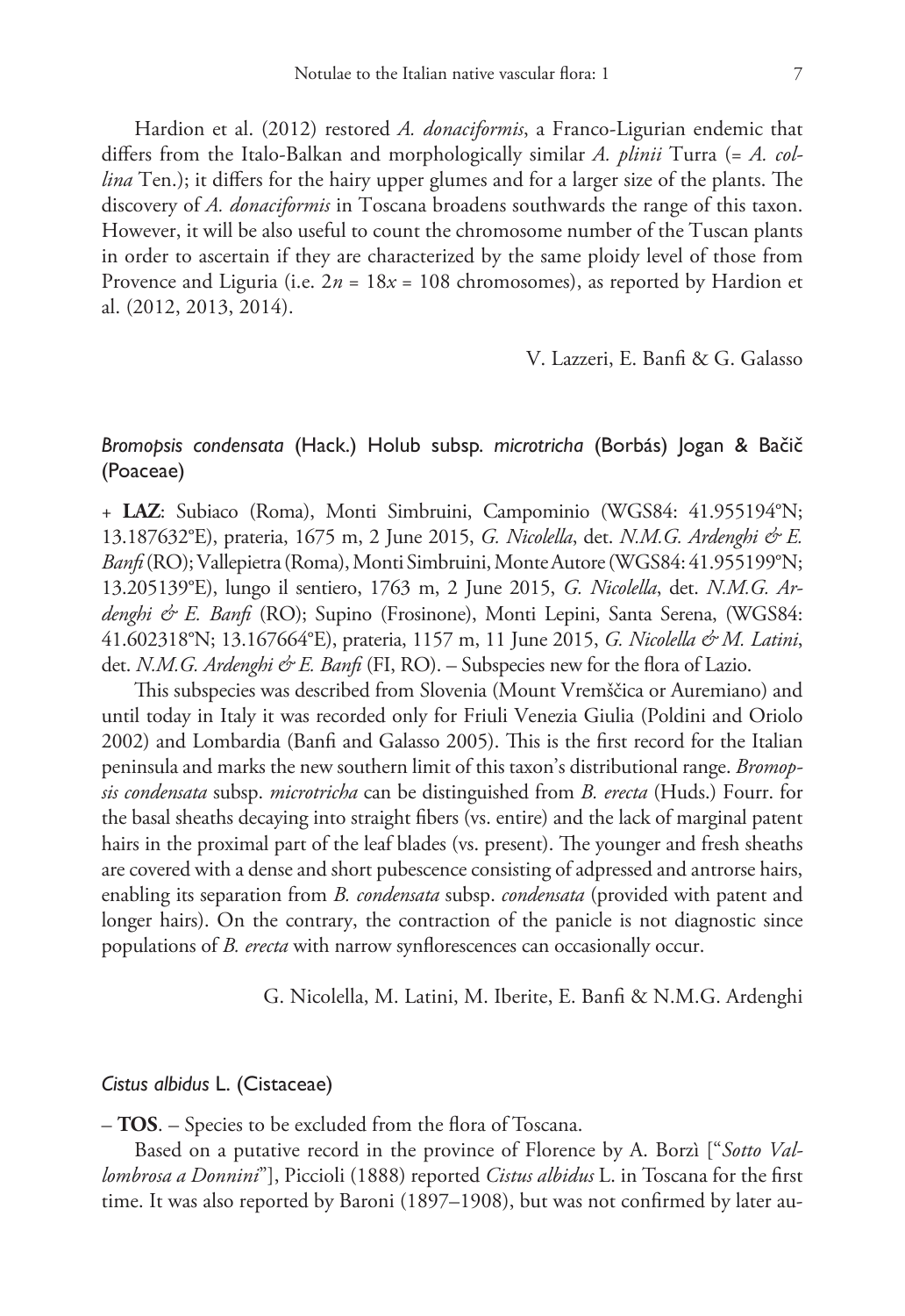Hardion et al. (2012) restored *A. donaciformis*, a Franco-Ligurian endemic that differs from the Italo-Balkan and morphologically similar *A. plinii* Turra (= *A. collina* Ten.); it differs for the hairy upper glumes and for a larger size of the plants. The discovery of *A. donaciformis* in Toscana broadens southwards the range of this taxon. However, it will be also useful to count the chromosome number of the Tuscan plants in order to ascertain if they are characterized by the same ploidy level of those from Provence and Liguria (i.e. $2n = 18x = 108$ chromosomes), as reported by Hardion et al. (2012, 2013, 2014).

V. Lazzeri, E. Banfi & G. Galasso

### *Bromopsis condensata* (Hack.) Holub subsp. *microtricha* (Borbás) Jogan & Bačič (Poaceae)

+ **LAZ**: Subiaco (Roma), Monti Simbruini, Campominio (WGS84: 41.955194°N; 13.187632°E), prateria, 1675 m, 2 June 2015, *G. Nicolella*, det. *N.M.G. Ardenghi & E. Banfi* (RO); Vallepietra (Roma), Monti Simbruini, Monte Autore (WGS84: 41.955199°N; 13.205139°E), lungo il sentiero, 1763 m, 2 June 2015, *G. Nicolella*, det. *N.M.G. Ardenghi & E. Banfi* (RO); Supino (Frosinone), Monti Lepini, Santa Serena, (WGS84: 41.602318°N; 13.167664°E), prateria, 1157 m, 11 June 2015, *G. Nicolella & M. Latini*, det. *N.M.G. Ardenghi & E. Banfi* (FI, RO). – Subspecies new for the flora of Lazio.

This subspecies was described from Slovenia (Mount Vremščica or Auremiano) and until today in Italy it was recorded only for Friuli Venezia Giulia (Poldini and Oriolo 2002) and Lombardia (Banfi and Galasso 2005). This is the first record for the Italian peninsula and marks the new southern limit of this taxon's distributional range. *Bromopsis condensata* subsp. *microtricha* can be distinguished from *B. erecta* (Huds.) Fourr. for the basal sheaths decaying into straight fibers (vs. entire) and the lack of marginal patent hairs in the proximal part of the leaf blades (vs. present). The younger and fresh sheaths are covered with a dense and short pubescence consisting of adpressed and antrorse hairs, enabling its separation from *B. condensata* subsp. *condensata* (provided with patent and longer hairs). On the contrary, the contraction of the panicle is not diagnostic since populations of *B. erecta* with narrow synflorescences can occasionally occur.

G. Nicolella, M. Latini, M. Iberite, E. Banfi & N.M.G. Ardenghi

### *Cistus albidus* L. (Cistaceae)

– **TOS**. – Species to be excluded from the flora of Toscana.

Based on a putative record in the province of Florence by A. Borzì ["*Sotto Vallombrosa a Donnini*"], Piccioli (1888) reported *Cistus albidus* L. in Toscana for the first time. It was also reported by Baroni (1897–1908), but was not confirmed by later au-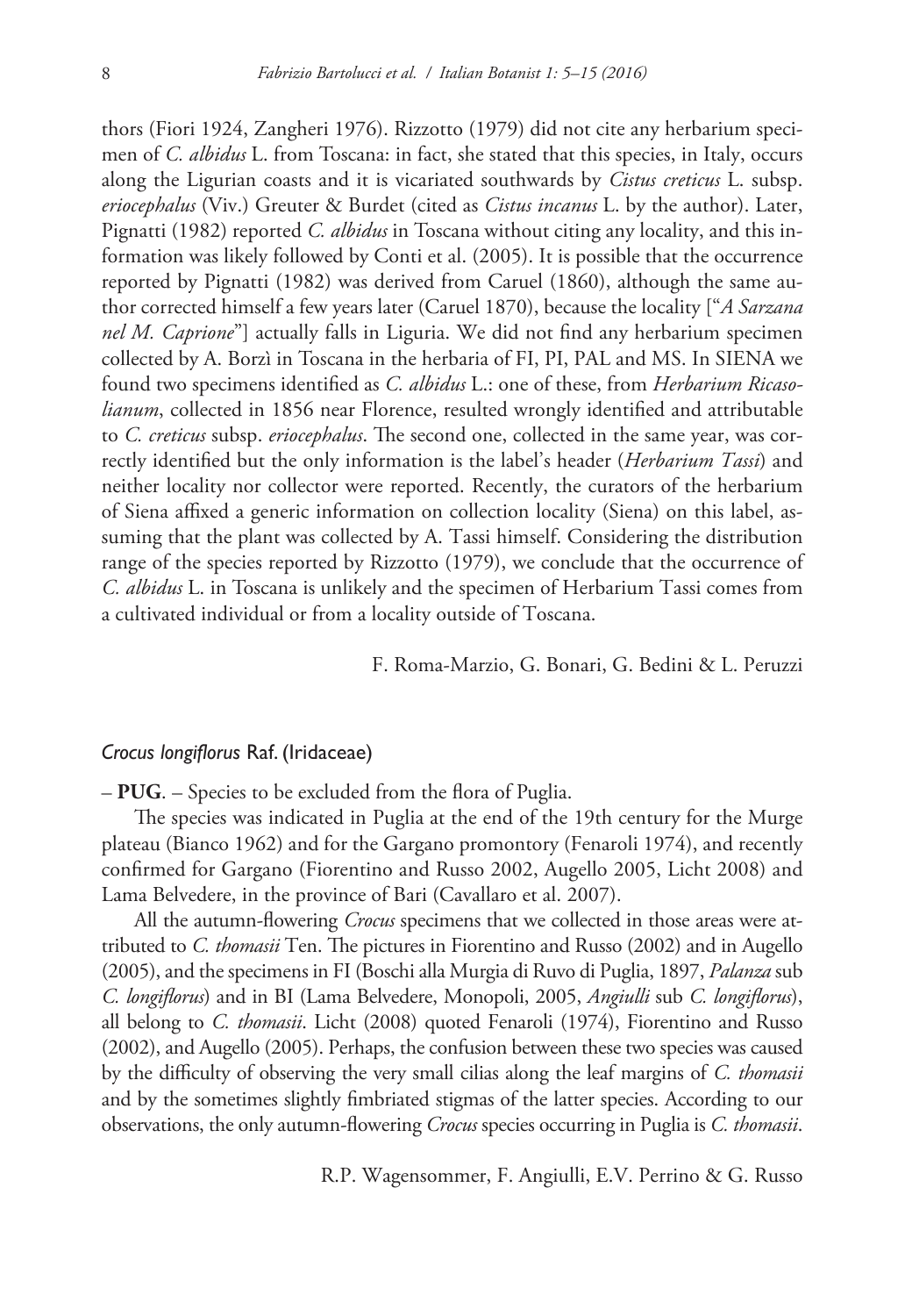thors (Fiori 1924, Zangheri 1976). Rizzotto (1979) did not cite any herbarium specimen of *C. albidus* L. from Toscana: in fact, she stated that this species, in Italy, occurs along the Ligurian coasts and it is vicariated southwards by *Cistus creticus* L. subsp. *eriocephalus* (Viv.) Greuter & Burdet (cited as *Cistus incanus* L. by the author). Later, Pignatti (1982) reported *C. albidus* in Toscana without citing any locality, and this information was likely followed by Conti et al. (2005). It is possible that the occurrence reported by Pignatti (1982) was derived from Caruel (1860), although the same author corrected himself a few years later (Caruel 1870), because the locality ["*A Sarzana nel M. Caprione*"] actually falls in Liguria. We did not find any herbarium specimen collected by A. Borzì in Toscana in the herbaria of FI, PI, PAL and MS. In SIENA we found two specimens identified as *C. albidus* L.: one of these, from *Herbarium Ricasolianum*, collected in 1856 near Florence, resulted wrongly identified and attributable to *C. creticus* subsp. *eriocephalus*. The second one, collected in the same year, was correctly identified but the only information is the label's header (*Herbarium Tassi*) and neither locality nor collector were reported. Recently, the curators of the herbarium of Siena affixed a generic information on collection locality (Siena) on this label, assuming that the plant was collected by A. Tassi himself. Considering the distribution range of the species reported by Rizzotto (1979), we conclude that the occurrence of *C. albidus* L. in Toscana is unlikely and the specimen of Herbarium Tassi comes from a cultivated individual or from a locality outside of Toscana.

F. Roma-Marzio, G. Bonari, G. Bedini & L. Peruzzi

### *Crocus longiflorus* Raf. (Iridaceae)

– **PUG**. – Species to be excluded from the flora of Puglia.

The species was indicated in Puglia at the end of the 19th century for the Murge plateau (Bianco 1962) and for the Gargano promontory (Fenaroli 1974), and recently confirmed for Gargano (Fiorentino and Russo 2002, Augello 2005, Licht 2008) and Lama Belvedere, in the province of Bari (Cavallaro et al. 2007).

All the autumn-flowering *Crocus* specimens that we collected in those areas were attributed to *C. thomasii* Ten. The pictures in Fiorentino and Russo (2002) and in Augello (2005), and the specimens in FI (Boschi alla Murgia di Ruvo di Puglia, 1897, *Palanza* sub *C. longiflorus*) and in BI (Lama Belvedere, Monopoli, 2005, *Angiulli* sub *C. longiflorus*), all belong to *C. thomasii*. Licht (2008) quoted Fenaroli (1974), Fiorentino and Russo (2002), and Augello (2005). Perhaps, the confusion between these two species was caused by the difficulty of observing the very small cilias along the leaf margins of *C. thomasii* and by the sometimes slightly fimbriated stigmas of the latter species. According to our observations, the only autumn-flowering *Crocus* species occurring in Puglia is *C. thomasii*.

R.P. Wagensommer, F. Angiulli, E.V. Perrino & G. Russo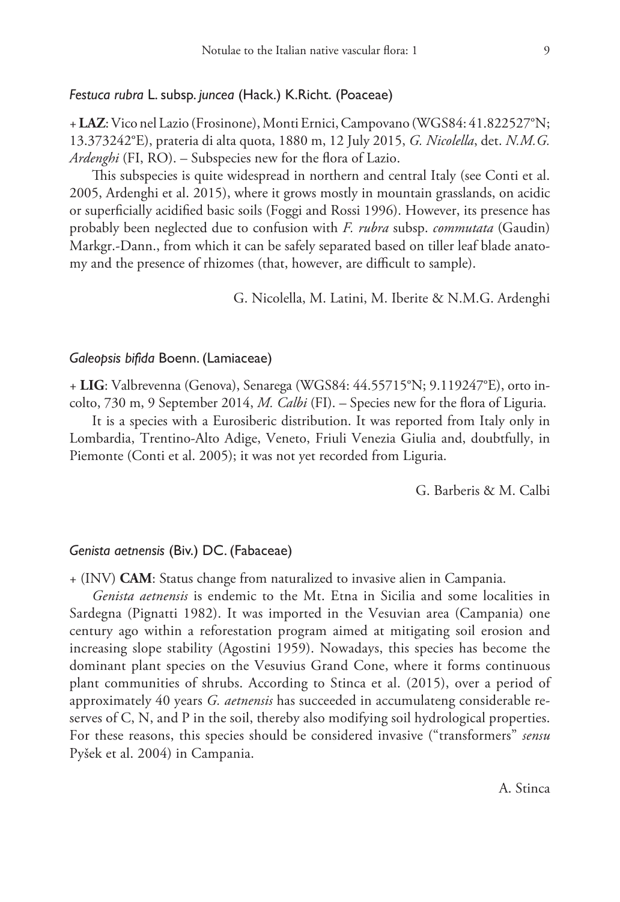### *Festuca rubra* L. subsp. *juncea* (Hack.) K.Richt. (Poaceae)

+ **LAZ**: Vico nel Lazio (Frosinone), Monti Ernici, Campovano (WGS84: 41.822527°N; 13.373242°E), prateria di alta quota, 1880 m, 12 July 2015, *G. Nicolella*, det. *N.M.G. Ardenghi* (FI, RO). – Subspecies new for the flora of Lazio.

This subspecies is quite widespread in northern and central Italy (see Conti et al. 2005, Ardenghi et al. 2015), where it grows mostly in mountain grasslands, on acidic or superficially acidified basic soils (Foggi and Rossi 1996). However, its presence has probably been neglected due to confusion with *F. rubra* subsp. *commutata* (Gaudin) Markgr.-Dann., from which it can be safely separated based on tiller leaf blade anatomy and the presence of rhizomes (that, however, are difficult to sample).

G. Nicolella, M. Latini, M. Iberite & N.M.G. Ardenghi

### *Galeopsis bifida* Boenn. (Lamiaceae)

+ **LIG**: Valbrevenna (Genova), Senarega (WGS84: 44.55715°N; 9.119247°E), orto incolto, 730 m, 9 September 2014, *M. Calbi* (FI). – Species new for the flora of Liguria.

It is a species with a Eurosiberic distribution. It was reported from Italy only in Lombardia, Trentino-Alto Adige, Veneto, Friuli Venezia Giulia and, doubtfully, in Piemonte (Conti et al. 2005); it was not yet recorded from Liguria.

G. Barberis & M. Calbi

### *Genista aetnensis* (Biv.) DC. (Fabaceae)

+ (INV) **CAM**: Status change from naturalized to invasive alien in Campania.

*Genista aetnensis* is endemic to the Mt. Etna in Sicilia and some localities in Sardegna (Pignatti 1982). It was imported in the Vesuvian area (Campania) one century ago within a reforestation program aimed at mitigating soil erosion and increasing slope stability (Agostini 1959). Nowadays, this species has become the dominant plant species on the Vesuvius Grand Cone, where it forms continuous plant communities of shrubs. According to Stinca et al. (2015), over a period of approximately 40 years *G. aetnensis* has succeeded in accumulateng considerable reserves of C, N, and P in the soil, thereby also modifying soil hydrological properties. For these reasons, this species should be considered invasive ("transformers" *sensu* Pyšek et al. 2004) in Campania.

A. Stinca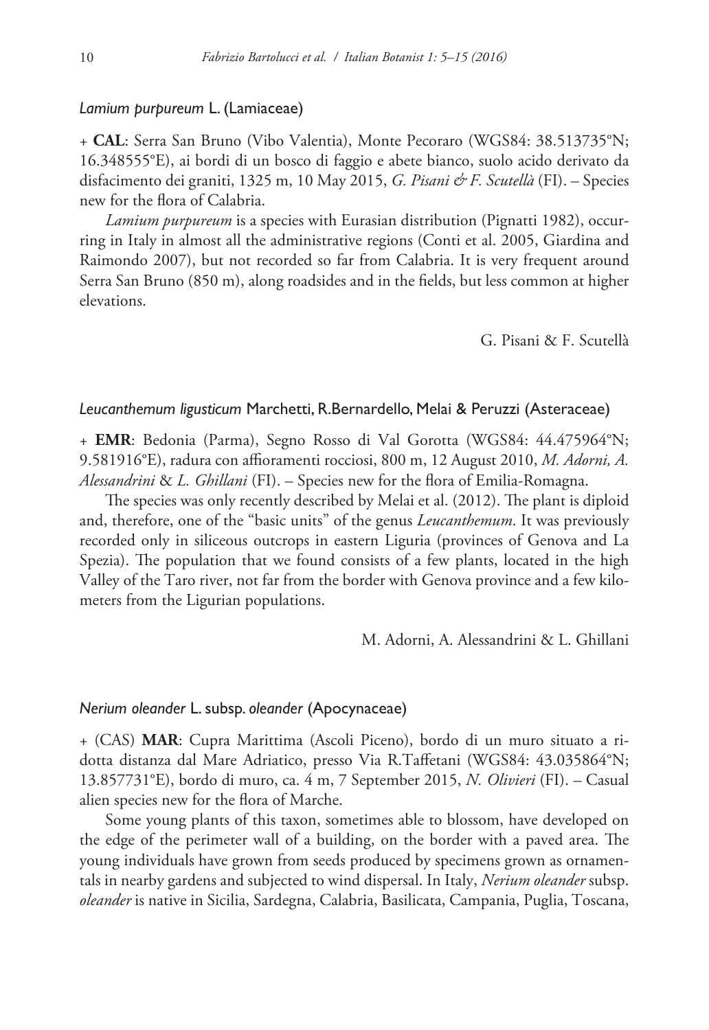### *Lamium purpureum* L. (Lamiaceae)

+ **CAL**: Serra San Bruno (Vibo Valentia), Monte Pecoraro (WGS84: 38.513735°N; 16.348555°E), ai bordi di un bosco di faggio e abete bianco, suolo acido derivato da disfacimento dei graniti, 1325 m, 10 May 2015, *G. Pisani & F. Scutellà* (FI). – Species new for the flora of Calabria.

*Lamium purpureum* is a species with Eurasian distribution (Pignatti 1982), occurring in Italy in almost all the administrative regions (Conti et al. 2005, Giardina and Raimondo 2007), but not recorded so far from Calabria. It is very frequent around Serra San Bruno (850 m), along roadsides and in the fields, but less common at higher elevations.

G. Pisani & F. Scutellà

### *Leucanthemum ligusticum* Marchetti, R.Bernardello, Melai & Peruzzi (Asteraceae)

+ **EMR**: Bedonia (Parma), Segno Rosso di Val Gorotta (WGS84: 44.475964°N; 9.581916°E), radura con affioramenti rocciosi, 800 m, 12 August 2010, *M. Adorni, A. Alessandrini* & *L. Ghillani* (FI). – Species new for the flora of Emilia-Romagna.

The species was only recently described by Melai et al. (2012). The plant is diploid and, therefore, one of the "basic units" of the genus *Leucanthemum*. It was previously recorded only in siliceous outcrops in eastern Liguria (provinces of Genova and La Spezia). The population that we found consists of a few plants, located in the high Valley of the Taro river, not far from the border with Genova province and a few kilometers from the Ligurian populations.

M. Adorni, A. Alessandrini & L. Ghillani

### *Nerium oleander* L. subsp. *oleander* (Apocynaceae)

+ (CAS) **MAR**: Cupra Marittima (Ascoli Piceno), bordo di un muro situato a ridotta distanza dal Mare Adriatico, presso Via R.Taffetani (WGS84: 43.035864°N; 13.857731°E), bordo di muro, ca. 4 m, 7 September 2015, *N. Olivieri* (FI). – Casual alien species new for the flora of Marche.

Some young plants of this taxon, sometimes able to blossom, have developed on the edge of the perimeter wall of a building, on the border with a paved area. The young individuals have grown from seeds produced by specimens grown as ornamentals in nearby gardens and subjected to wind dispersal. In Italy, *Nerium oleander* subsp. *oleander* is native in Sicilia, Sardegna, Calabria, Basilicata, Campania, Puglia, Toscana,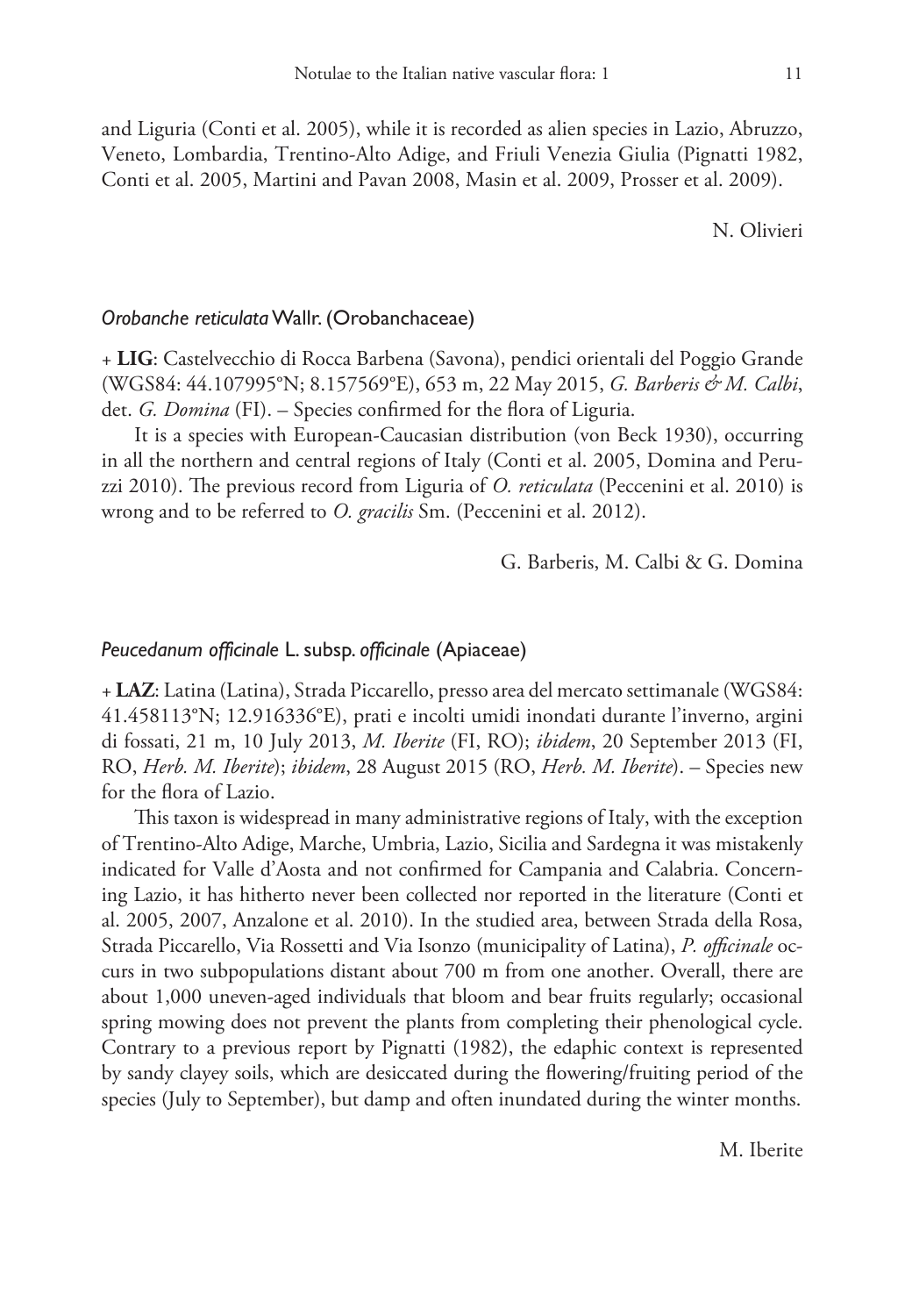and Liguria (Conti et al. 2005), while it is recorded as alien species in Lazio, Abruzzo, Veneto, Lombardia, Trentino-Alto Adige, and Friuli Venezia Giulia (Pignatti 1982, Conti et al. 2005, Martini and Pavan 2008, Masin et al. 2009, Prosser et al. 2009).

N. Olivieri

### *Orobanche reticulata* Wallr. (Orobanchaceae)

+ **LIG**: Castelvecchio di Rocca Barbena (Savona), pendici orientali del Poggio Grande (WGS84: 44.107995°N; 8.157569°E), 653 m, 22 May 2015, *G. Barberis & M. Calbi*, det. *G. Domina* (FI). – Species confirmed for the flora of Liguria.

It is a species with European-Caucasian distribution (von Beck 1930), occurring in all the northern and central regions of Italy (Conti et al. 2005, Domina and Peruzzi 2010). The previous record from Liguria of *O. reticulata* (Peccenini et al. 2010) is wrong and to be referred to *O. gracilis* Sm. (Peccenini et al. 2012).

G. Barberis, M. Calbi & G. Domina

### *Peucedanum officinale* L. subsp. *officinale* (Apiaceae)

+ **LAZ**: Latina (Latina), Strada Piccarello, presso area del mercato settimanale (WGS84: 41.458113°N; 12.916336°E), prati e incolti umidi inondati durante l'inverno, argini di fossati, 21 m, 10 July 2013, *M. Iberite* (FI, RO); *ibidem*, 20 September 2013 (FI, RO, *Herb. M. Iberite*); *ibidem*, 28 August 2015 (RO, *Herb. M. Iberite*). – Species new for the flora of Lazio.

This taxon is widespread in many administrative regions of Italy, with the exception of Trentino-Alto Adige, Marche, Umbria, Lazio, Sicilia and Sardegna it was mistakenly indicated for Valle d'Aosta and not confirmed for Campania and Calabria. Concerning Lazio, it has hitherto never been collected nor reported in the literature (Conti et al. 2005, 2007, Anzalone et al. 2010). In the studied area, between Strada della Rosa, Strada Piccarello, Via Rossetti and Via Isonzo (municipality of Latina), *P. officinale* occurs in two subpopulations distant about 700 m from one another. Overall, there are about 1,000 uneven-aged individuals that bloom and bear fruits regularly; occasional spring mowing does not prevent the plants from completing their phenological cycle. Contrary to a previous report by Pignatti (1982), the edaphic context is represented by sandy clayey soils, which are desiccated during the flowering/fruiting period of the species (July to September), but damp and often inundated during the winter months.

M. Iberite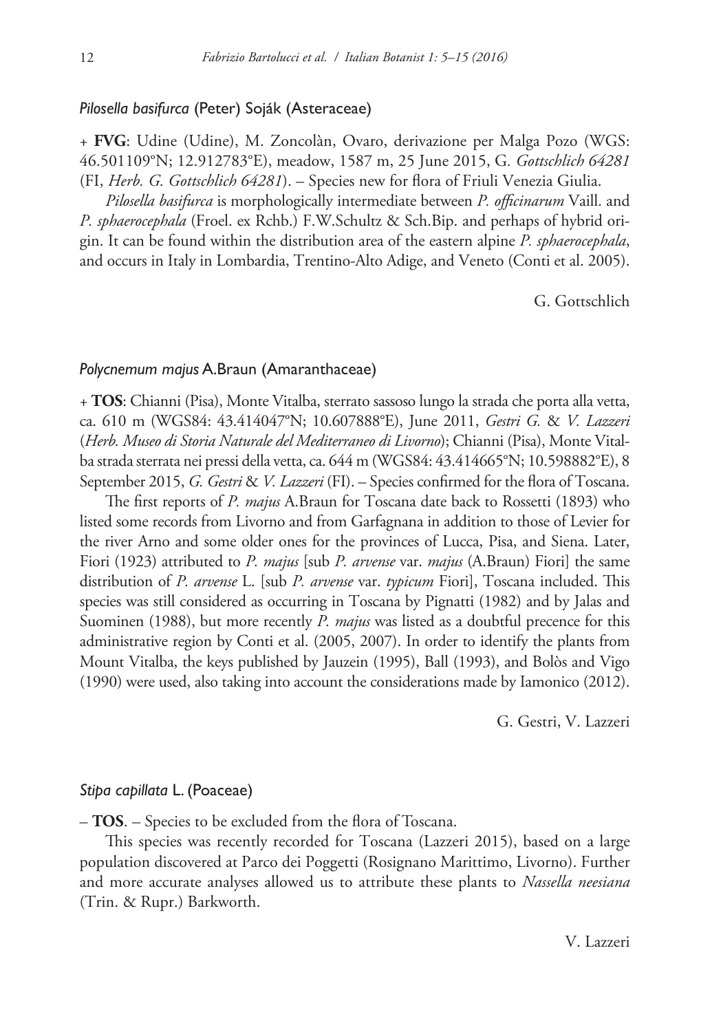### *Pilosella basifurca* (Peter) Soják (Asteraceae)

+ **FVG**: Udine (Udine), M. Zoncolàn, Ovaro, derivazione per Malga Pozo (WGS: 46.501109°N; 12.912783°E), meadow, 1587 m, 25 June 2015, G. *Gottschlich 64281* (FI, *Herb. G. Gottschlich 64281*). – Species new for flora of Friuli Venezia Giulia.

*Pilosella basifurca* is morphologically intermediate between *P. officinarum* Vaill. and *P. sphaerocephala* (Froel. ex Rchb.) F.W.Schultz & Sch.Bip. and perhaps of hybrid origin. It can be found within the distribution area of the eastern alpine *P. sphaerocephala*, and occurs in Italy in Lombardia, Trentino-Alto Adige, and Veneto (Conti et al. 2005).

G. Gottschlich

### *Polycnemum majus* A.Braun (Amaranthaceae)

+ **TOS**: Chianni (Pisa), Monte Vitalba, sterrato sassoso lungo la strada che porta alla vetta, ca. 610 m (WGS84: 43.414047°N; 10.607888°E), June 2011, *Gestri G.* & *V. Lazzeri* (*Herb. Museo di Storia Naturale del Mediterraneo di Livorno*); Chianni (Pisa), Monte Vitalba strada sterrata nei pressi della vetta, ca. 644 m (WGS84: 43.414665°N; 10.598882°E), 8 September 2015, *G. Gestri* & *V. Lazzeri* (FI). – Species confirmed for the flora of Toscana.

The first reports of *P. majus* A.Braun for Toscana date back to Rossetti (1893) who listed some records from Livorno and from Garfagnana in addition to those of Levier for the river Arno and some older ones for the provinces of Lucca, Pisa, and Siena. Later, Fiori (1923) attributed to *P. majus* [sub *P. arvense* var. *majus* (A.Braun) Fiori] the same distribution of *P. arvense* L. [sub *P. arvense* var. *typicum* Fiori], Toscana included. This species was still considered as occurring in Toscana by Pignatti (1982) and by Jalas and Suominen (1988), but more recently *P. majus* was listed as a doubtful precence for this administrative region by Conti et al. (2005, 2007). In order to identify the plants from Mount Vitalba, the keys published by Jauzein (1995), Ball (1993), and Bolòs and Vigo (1990) were used, also taking into account the considerations made by Iamonico (2012).

G. Gestri, V. Lazzeri

### *Stipa capillata* L. (Poaceae)

– **TOS**. – Species to be excluded from the flora of Toscana.

This species was recently recorded for Toscana (Lazzeri 2015), based on a large population discovered at Parco dei Poggetti (Rosignano Marittimo, Livorno). Further and more accurate analyses allowed us to attribute these plants to *Nassella neesiana* (Trin. & Rupr.) Barkworth.

V. Lazzeri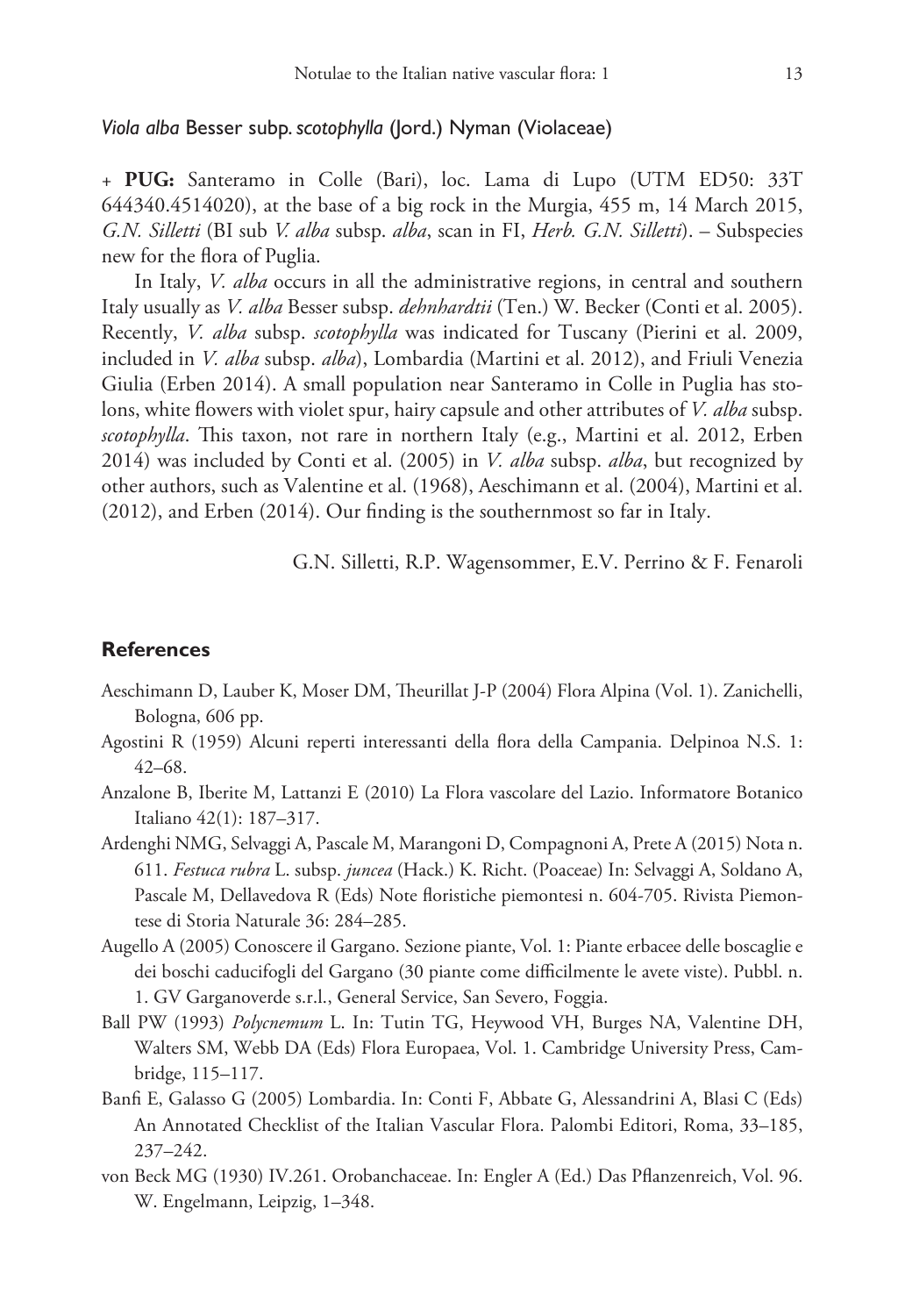### *Viola alba* Besser subsp. *scotophylla* (Jord.) Nyman (Violaceae)

+ **PUG:** Santeramo in Colle (Bari), loc. Lama di Lupo (UTM ED50: 33T 644340.4514020), at the base of a big rock in the Murgia, 455 m, 14 March 2015, *G.N. Silletti* (BI sub *V. alba* subsp. *alba*, scan in FI, *Herb. G.N. Silletti*). – Subspecies new for the flora of Puglia.

In Italy, *V. alba* occurs in all the administrative regions, in central and southern Italy usually as *V. alba* Besser subsp. *dehnhardtii* (Ten.) W. Becker (Conti et al. 2005). Recently, *V. alba* subsp. *scotophylla* was indicated for Tuscany (Pierini et al. 2009, included in *V. alba* subsp. *alba*), Lombardia (Martini et al. 2012), and Friuli Venezia Giulia (Erben 2014). A small population near Santeramo in Colle in Puglia has stolons, white flowers with violet spur, hairy capsule and other attributes of *V. alba* subsp. *scotophylla*. This taxon, not rare in northern Italy (e.g., Martini et al. 2012, Erben 2014) was included by Conti et al. (2005) in *V. alba* subsp. *alba*, but recognized by other authors, such as Valentine et al. (1968), Aeschimann et al. (2004), Martini et al. (2012), and Erben (2014). Our finding is the southernmost so far in Italy.

G.N. Silletti, R.P. Wagensommer, E.V. Perrino & F. Fenaroli

## References

Aeschimann D, Lauber K, Moser DM, Theurillat J-P (2004) Flora Alpina (Vol. 1). Zanichelli, Bologna, 606 pp.

Agostini R (1959) Alcuni reperti interessanti della flora della Campania. Delpinoa N.S. 1: 42–68.

Anzalone B, Iberite M, Lattanzi E (2010) La Flora vascolare del Lazio. Informatore Botanico Italiano 42(1): 187–317.

Ardenghi NMG, Selvaggi A, Pascale M, Marangoni D, Compagnoni A, Prete A (2015) Nota n. 611. *Festuca rubra* L. subsp. *juncea* (Hack.) K. Richt. (Poaceae) In: Selvaggi A, Soldano A, Pascale M, Dellavedova R (Eds) Note floristiche piemontesi n. 604-705. Rivista Piemontese di Storia Naturale 36: 284–285.

Augello A (2005) Conoscere il Gargano. Sezione piante, Vol. 1: Piante erbacee delle boscaglie e dei boschi caducifogli del Gargano (30 piante come difficilmente le avete viste). Pubbl. n. 1. GV Garganoverde s.r.l., General Service, San Severo, Foggia.

Ball PW (1993) *Polycnemum* L. In: Tutin TG, Heywood VH, Burges NA, Valentine DH, Walters SM, Webb DA (Eds) Flora Europaea, Vol. 1. Cambridge University Press, Cambridge, 115–117.

Banfi E, Galasso G (2005) Lombardia. In: Conti F, Abbate G, Alessandrini A, Blasi C (Eds) An Annotated Checklist of the Italian Vascular Flora. Palombi Editori, Roma, 33–185, 237–242.

von Beck MG (1930) IV.261. Orobanchaceae. In: Engler A (Ed.) Das Pflanzenreich, Vol. 96. W. Engelmann, Leipzig, 1–348.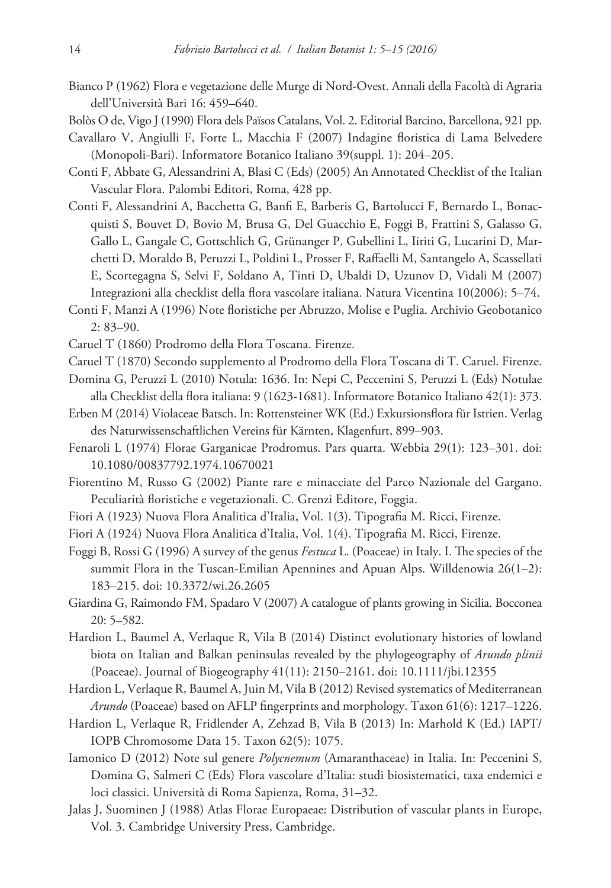Bianco P (1962) Flora e vegetazione delle Murge di Nord-Ovest. Annali della Facoltà di Agraria dell'Università Bari 16: 459–640.

Bolòs O de, Vigo J (1990) Flora dels Països Catalans, Vol. 2. Editorial Barcino, Barcellona, 921 pp.

Cavallaro V, Angiulli F, Forte L, Macchia F (2007) Indagine floristica di Lama Belvedere (Monopoli-Bari). Informatore Botanico Italiano 39(suppl. 1): 204–205.

Conti F, Abbate G, Alessandrini A, Blasi C (Eds) (2005) An Annotated Checklist of the Italian Vascular Flora. Palombi Editori, Roma, 428 pp.

Conti F, Alessandrini A, Bacchetta G, Banfi E, Barberis G, Bartolucci F, Bernardo L, Bonacquisti S, Bouvet D, Bovio M, Brusa G, Del Guacchio E, Foggi B, Frattini S, Galasso G, Gallo L, Gangale C, Gottschlich G, Grünanger P, Gubellini L, Iiriti G, Lucarini D, Marchetti D, Moraldo B, Peruzzi L, Poldini L, Prosser F, Raffaelli M, Santangelo A, Scassellati E, Scortegagna S, Selvi F, Soldano A, Tinti D, Ubaldi D, Uzunov D, Vidali M (2007) Integrazioni alla checklist della flora vascolare italiana. Natura Vicentina 10(2006): 5–74.

Conti F, Manzi A (1996) Note floristiche per Abruzzo, Molise e Puglia. Archivio Geobotanico 2: 83–90.

Caruel T (1860) Prodromo della Flora Toscana. Firenze.

Caruel T (1870) Secondo supplemento al Prodromo della Flora Toscana di T. Caruel. Firenze.

Domina G, Peruzzi L (2010) Notula: 1636. In: Nepi C, Peccenini S, Peruzzi L (Eds) Notulae alla Checklist della flora italiana: 9 (1623-1681). Informatore Botanico Italiano 42(1): 373.

Erben M (2014) Violaceae Batsch. In: Rottensteiner WK (Ed.) Exkursionsflora für Istrien. Verlag des Naturwissenschaftlichen Vereins für Kärnten, Klagenfurt, 899–903.

Fenaroli L (1974) Florae Garganicae Prodromus. Pars quarta. Webbia 29(1): 123–301. doi: 10.1080/00837792.1974.10670021

Fiorentino M, Russo G (2002) Piante rare e minacciate del Parco Nazionale del Gargano. Peculiarità floristiche e vegetazionali. C. Grenzi Editore, Foggia.

Fiori A (1923) Nuova Flora Analitica d'Italia, Vol. 1(3). Tipografia M. Ricci, Firenze.

Fiori A (1924) Nuova Flora Analitica d'Italia, Vol. 1(4). Tipografia M. Ricci, Firenze.

Foggi B, Rossi G (1996) A survey of the genus *Festuca* L. (Poaceae) in Italy. I. The species of the summit Flora in the Tuscan-Emilian Apennines and Apuan Alps. Willdenowia 26(1–2): 183–215. doi: 10.3372/wi.26.2605

Giardina G, Raimondo FM, Spadaro V (2007) A catalogue of plants growing in Sicilia. Bocconea 20: 5–582.

Hardion L, Baumel A, Verlaque R, Vila B (2014) Distinct evolutionary histories of lowland biota on Italian and Balkan peninsulas revealed by the phylogeography of *Arundo plinii* (Poaceae). Journal of Biogeography 41(11): 2150–2161. doi: 10.1111/jbi.12355

Hardion L, Verlaque R, Baumel A, Juin M, Vila B (2012) Revised systematics of Mediterranean *Arundo* (Poaceae) based on AFLP fingerprints and morphology. Taxon 61(6): 1217–1226.

Hardion L, Verlaque R, Fridlender A, Zehzad B, Vila B (2013) In: Marhold K (Ed.) IAPT/IOPB Chromosome Data 15. Taxon 62(5): 1075.

Iamonico D (2012) Note sul genere *Polycnemum* (Amaranthaceae) in Italia. In: Peccenini S, Domina G, Salmeri C (Eds) Flora vascolare d'Italia: studi biosistematici, taxa endemici e loci classici. Università di Roma Sapienza, Roma, 31–32.

Jalas J, Suominen J (1988) Atlas Florae Europaeae: Distribution of vascular plants in Europe, Vol. 3. Cambridge University Press, Cambridge.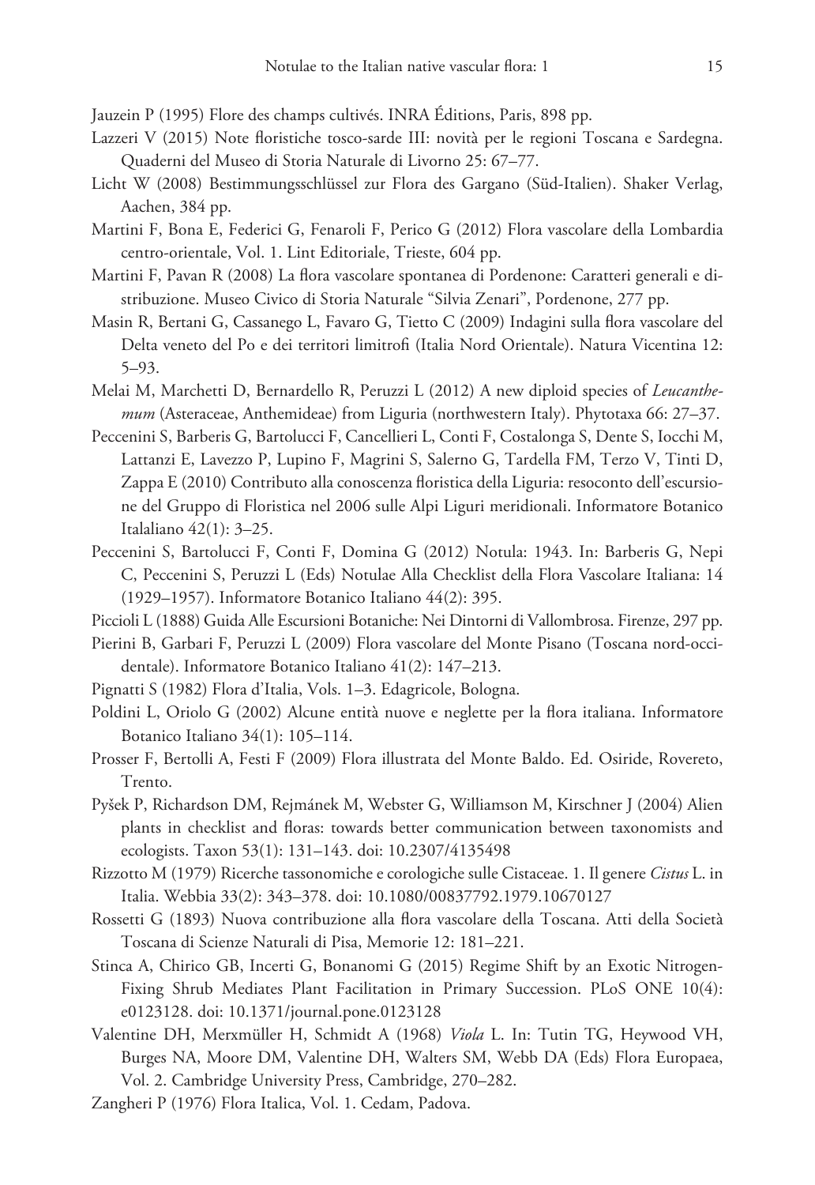Jauzein P (1995) Flore des champs cultivés. INRA Éditions, Paris, 898 pp.

Lazzeri V (2015) Note floristiche tosco-sarde III: novità per le regioni Toscana e Sardegna. Quaderni del Museo di Storia Naturale di Livorno 25: 67–77.

Licht W (2008) Bestimmungsschlüssel zur Flora des Gargano (Süd-Italien). Shaker Verlag, Aachen, 384 pp.

Martini F, Bona E, Federici G, Fenaroli F, Perico G (2012) Flora vascolare della Lombardia centro-orientale, Vol. 1. Lint Editoriale, Trieste, 604 pp.

Martini F, Pavan R (2008) La flora vascolare spontanea di Pordenone: Caratteri generali e distribuzione. Museo Civico di Storia Naturale "Silvia Zenari", Pordenone, 277 pp.

Masin R, Bertani G, Cassanego L, Favaro G, Tietto C (2009) Indagini sulla flora vascolare del Delta veneto del Po e dei territori limitrofi (Italia Nord Orientale). Natura Vicentina 12: 5–93.

Melai M, Marchetti D, Bernardello R, Peruzzi L (2012) A new diploid species of *Leucanthemum* (Asteraceae, Anthemideae) from Liguria (northwestern Italy). Phytotaxa 66: 27–37.

Peccenini S, Barberis G, Bartolucci F, Cancellieri L, Conti F, Costalonga S, Dente S, Iocchi M, Lattanzi E, Lavezzo P, Lupino F, Magrini S, Salerno G, Tardella FM, Terzo V, Tinti D, Zappa E (2010) Contributo alla conoscenza floristica della Liguria: resoconto dell'escursione del Gruppo di Floristica nel 2006 sulle Alpi Liguri meridionali. Informatore Botanico Italaliano 42(1): 3–25.

Peccenini S, Bartolucci F, Conti F, Domina G (2012) Notula: 1943. In: Barberis G, Nepi C, Peccenini S, Peruzzi L (Eds) Notulae Alla Checklist della Flora Vascolare Italiana: 14 (1929–1957). Informatore Botanico Italiano 44(2): 395.

Piccioli L (1888) Guida Alle Escursioni Botaniche: Nei Dintorni di Vallombrosa. Firenze, 297 pp.

Pierini B, Garbari F, Peruzzi L (2009) Flora vascolare del Monte Pisano (Toscana nord-occidentale). Informatore Botanico Italiano 41(2): 147–213.

Pignatti S (1982) Flora d'Italia, Vols. 1–3. Edagricole, Bologna.

Poldini L, Oriolo G (2002) Alcune entità nuove e neglette per la flora italiana. Informatore Botanico Italiano 34(1): 105–114.

Prosser F, Bertolli A, Festi F (2009) Flora illustrata del Monte Baldo. Ed. Osiride, Rovereto, Trento.

Pyšek P, Richardson DM, Rejmánek M, Webster G, Williamson M, Kirschner J (2004) Alien plants in checklist and floras: towards better communication between taxonomists and ecologists. Taxon 53(1): 131–143. doi: 10.2307/4135498

Rizzotto M (1979) Ricerche tassonomiche e corologiche sulle Cistaceae. 1. Il genere *Cistus* L. in Italia. Webbia 33(2): 343–378. doi: 10.1080/00837792.1979.10670127

Rossetti G (1893) Nuova contribuzione alla flora vascolare della Toscana. Atti della Società Toscana di Scienze Naturali di Pisa, Memorie 12: 181–221.

Stinca A, Chirico GB, Incerti G, Bonanomi G (2015) Regime Shift by an Exotic Nitrogen-Fixing Shrub Mediates Plant Facilitation in Primary Succession. PLoS ONE 10(4): e0123128. doi: 10.1371/journal.pone.0123128

Valentine DH, Merxmüller H, Schmidt A (1968) *Viola* L. In: Tutin TG, Heywood VH, Burges NA, Moore DM, Valentine DH, Walters SM, Webb DA (Eds) Flora Europaea, Vol. 2. Cambridge University Press, Cambridge, 270–282.

Zangheri P (1976) Flora Italica, Vol. 1. Cedam, Padova.